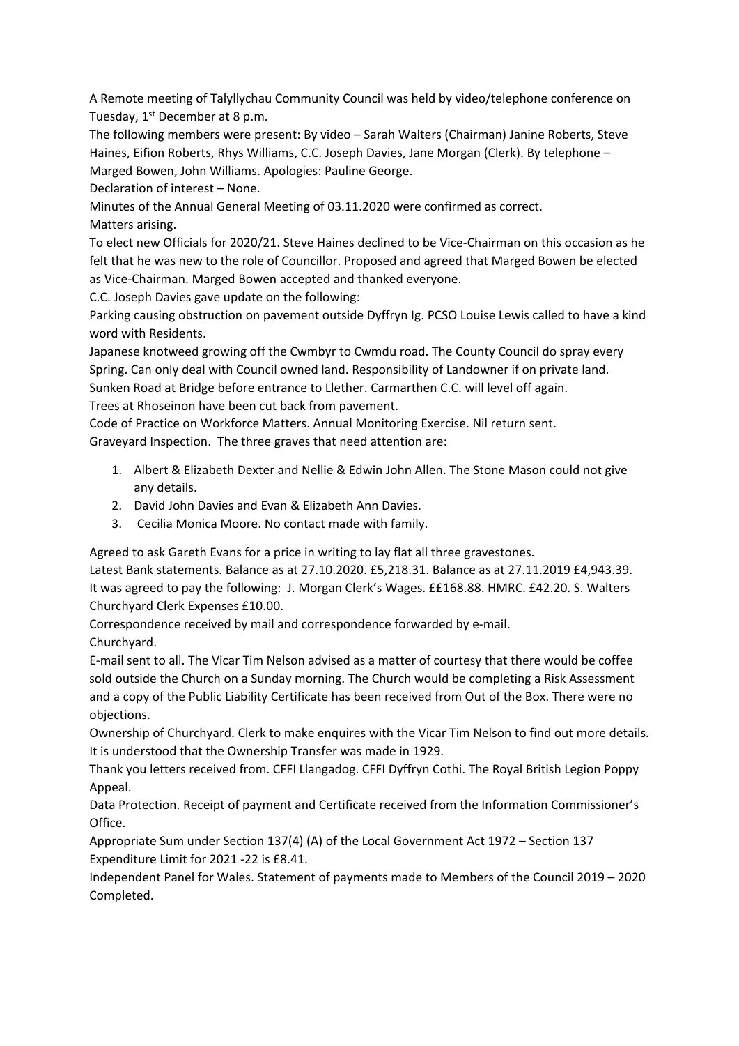A Remote meeting of Talyllychau Community Council was held by video/telephone conference on Tuesday, 1st December at 8 p.m.

The following members were present: By video – Sarah Walters (Chairman) Janine Roberts, Steve Haines, Eifion Roberts, Rhys Williams, C.C. Joseph Davies, Jane Morgan (Clerk). By telephone – Marged Bowen, John Williams. Apologies: Pauline George.

Declaration of interest – None.

Minutes of the Annual General Meeting of 03.11.2020 were confirmed as correct.

Matters arising.

To elect new Officials for 2020/21. Steve Haines declined to be Vice-Chairman on this occasion as he felt that he was new to the role of Councillor. Proposed and agreed that Marged Bowen be elected as Vice-Chairman. Marged Bowen accepted and thanked everyone.

C.C. Joseph Davies gave update on the following:

Parking causing obstruction on pavement outside Dyffryn Ig. PCSO Louise Lewis called to have a kind word with Residents.

Japanese knotweed growing off the Cwmbyr to Cwmdu road. The County Council do spray every Spring. Can only deal with Council owned land. Responsibility of Landowner if on private land.

Sunken Road at Bridge before entrance to Llether. Carmarthen C.C. will level off again.

Trees at Rhoseinon have been cut back from pavement.

Code of Practice on Workforce Matters. Annual Monitoring Exercise. Nil return sent.

Graveyard Inspection. The three graves that need attention are:

1. Albert & Elizabeth Dexter and Nellie & Edwin John Allen. The Stone Mason could not give any details.
2. David John Davies and Evan & Elizabeth Ann Davies.
3. Cecilia Monica Moore. No contact made with family.

Agreed to ask Gareth Evans for a price in writing to lay flat all three gravestones.

Latest Bank statements. Balance as at 27.10.2020. £5,218.31. Balance as at 27.11.2019 £4,943.39.

It was agreed to pay the following: J. Morgan Clerk's Wages. ££168.88. HMRC. £42.20. S. Walters Churchyard Clerk Expenses £10.00.

Correspondence received by mail and correspondence forwarded by e-mail.

Churchyard.

E-mail sent to all. The Vicar Tim Nelson advised as a matter of courtesy that there would be coffee sold outside the Church on a Sunday morning. The Church would be completing a Risk Assessment and a copy of the Public Liability Certificate has been received from Out of the Box. There were no objections.

Ownership of Churchyard. Clerk to make enquires with the Vicar Tim Nelson to find out more details. It is understood that the Ownership Transfer was made in 1929.

Thank you letters received from. CFFI Llangadog. CFFI Dyffryn Cothi. The Royal British Legion Poppy Appeal.

Data Protection. Receipt of payment and Certificate received from the Information Commissioner's Office.

Appropriate Sum under Section 137(4) (A) of the Local Government Act 1972 – Section 137 Expenditure Limit for 2021 -22 is £8.41.

Independent Panel for Wales. Statement of payments made to Members of the Council 2019 – 2020 Completed.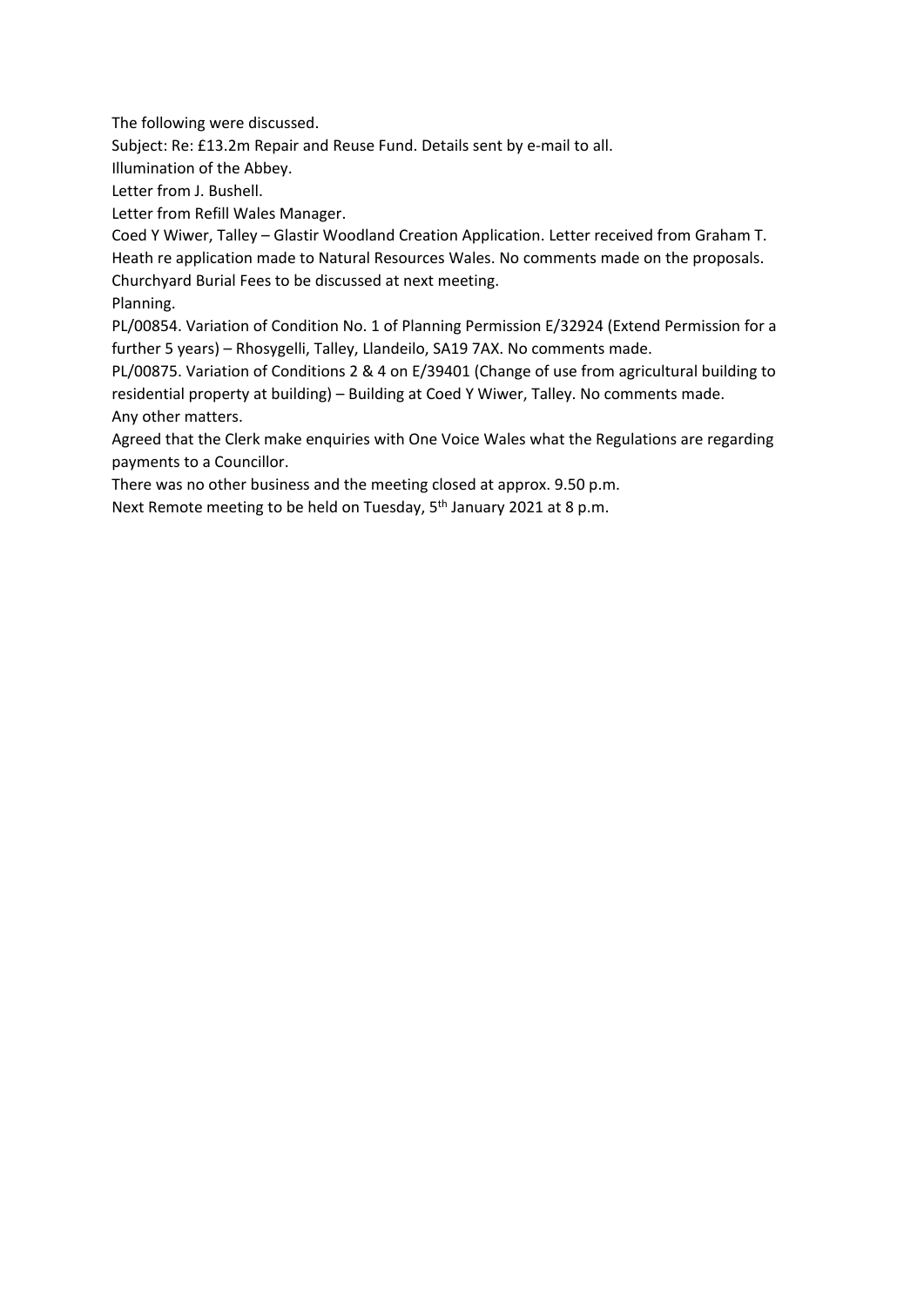The following were discussed.

Subject: Re: £13.2m Repair and Reuse Fund. Details sent by e-mail to all.

Illumination of the Abbey.

Letter from J. Bushell.

Letter from Refill Wales Manager.

Coed Y Wiwer, Talley – Glastir Woodland Creation Application. Letter received from Graham T. Heath re application made to Natural Resources Wales. No comments made on the proposals.

Churchyard Burial Fees to be discussed at next meeting.

Planning.

PL/00854. Variation of Condition No. 1 of Planning Permission E/32924 (Extend Permission for a further 5 years) – Rhosygelli, Talley, Llandeilo, SA19 7AX. No comments made.

PL/00875. Variation of Conditions 2 & 4 on E/39401 (Change of use from agricultural building to residential property at building) – Building at Coed Y Wiwer, Talley. No comments made.

Any other matters.

Agreed that the Clerk make enquiries with One Voice Wales what the Regulations are regarding payments to a Councillor.

There was no other business and the meeting closed at approx. 9.50 p.m.

Next Remote meeting to be held on Tuesday, 5th January 2021 at 8 p.m.